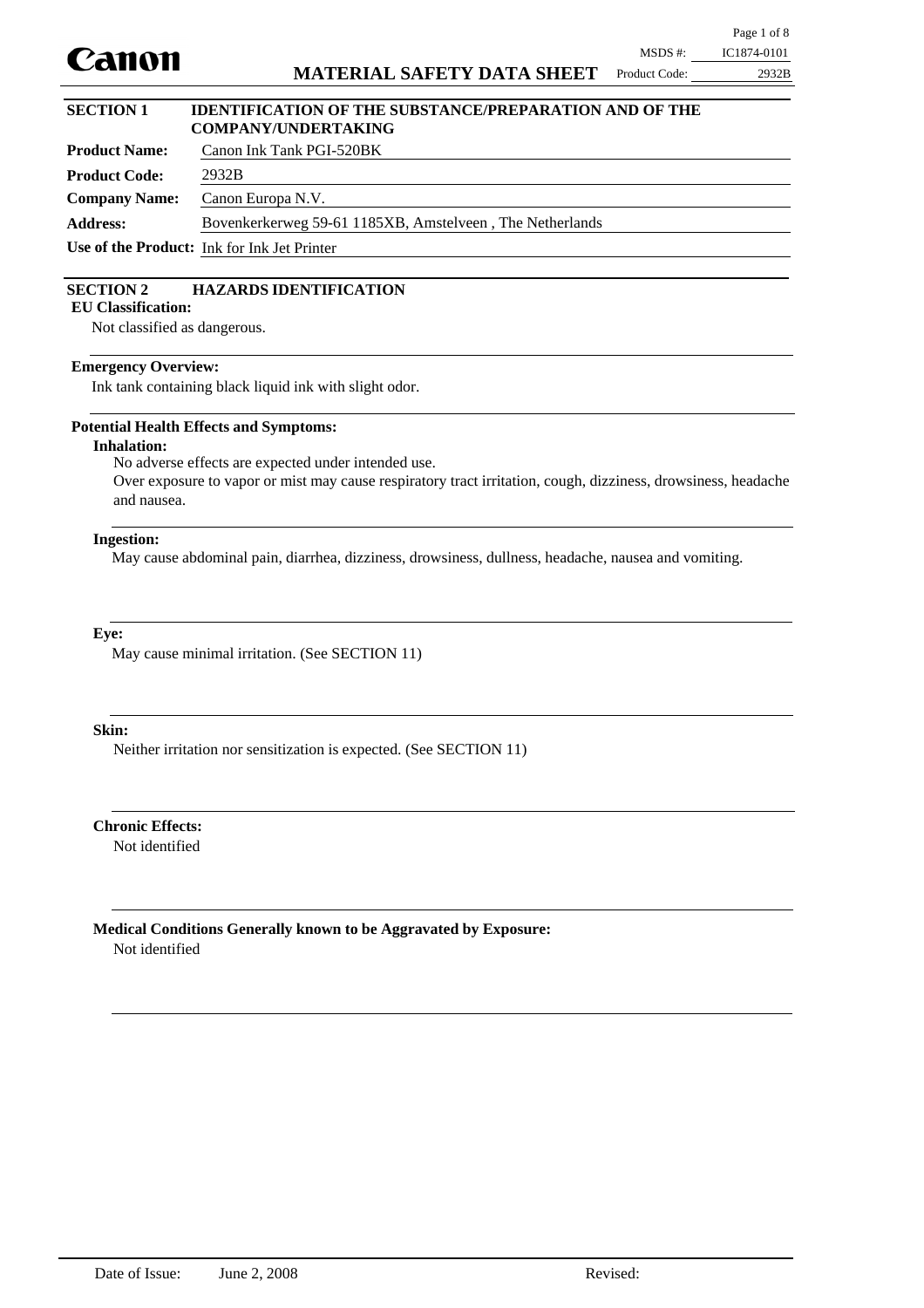Canon

# MATERIAL SAFETY DATA SHEET

MSDS #: IC1874-0101
Product Code: 2932B

## SECTION 1 IDENTIFICATION OF THE SUBSTANCE/PREPARATION AND OF THE COMPANY/UNDERTAKING

**Product Name:** Canon Ink Tank PGI-520BK

**Product Code:** 2932B

**Company Name:** Canon Europa N.V.

**Address:** Bovenkerkerweg 59-61 1185XB, Amstelveen , The Netherlands

**Use of the Product:** Ink for Ink Jet Printer

## SECTION 2 HAZARDS IDENTIFICATION

**EU Classification:**

Not classified as dangerous.

**Emergency Overview:**

Ink tank containing black liquid ink with slight odor.

**Potential Health Effects and Symptoms:**

**Inhalation:**

No adverse effects are expected under intended use.
Over exposure to vapor or mist may cause respiratory tract irritation, cough, dizziness, drowsiness, headache and nausea.

**Ingestion:**

May cause abdominal pain, diarrhea, dizziness, drowsiness, dullness, headache, nausea and vomiting.

**Eye:**

May cause minimal irritation. (See SECTION 11)

**Skin:**

Neither irritation nor sensitization is expected. (See SECTION 11)

**Chronic Effects:**

Not identified

**Medical Conditions Generally known to be Aggravated by Exposure:**

Not identified

Date of Issue: June 2, 2008 Revised: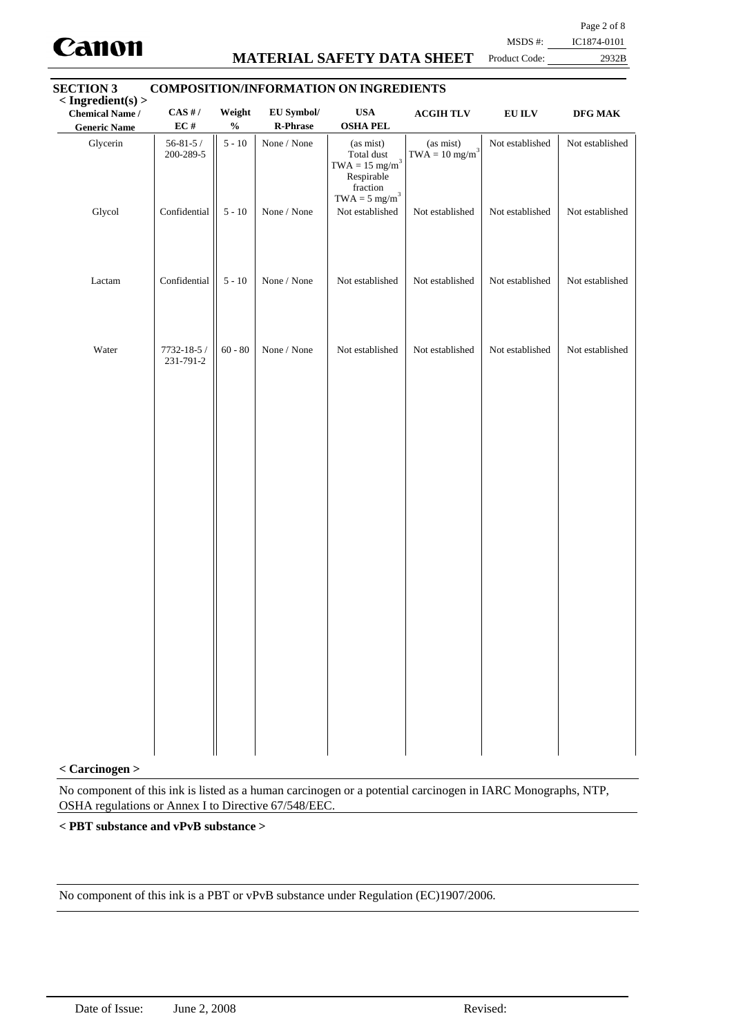## SECTION 3 COMPOSITION/INFORMATION ON INGREDIENTS

**< Ingredient(s) >**

| Chemical Name / Generic Name | CAS # / EC # | Weight % | EU Symbol/ R-Phrase | USA OSHA PEL | ACGIH TLV | EU ILV | DFG MAK |
|---|---|---|---|---|---|---|---|
| Glycerin | 56-81-5 / 200-289-5 | 5 - 10 | None / None | (as mist) Total dust TWA = 15 mg/m$^3$ Respirable fraction TWA = 5 mg/m$^3$ | (as mist) TWA = 10 mg/m$^3$ | Not established | Not established |
| Glycol | Confidential | 5 - 10 | None / None | Not established | Not established | Not established | Not established |
| Lactam | Confidential | 5 - 10 | None / None | Not established | Not established | Not established | Not established |
| Water | 7732-18-5 / 231-791-2 | 60 - 80 | None / None | Not established | Not established | Not established | Not established |

**< Carcinogen >**

No component of this ink is listed as a human carcinogen or a potential carcinogen in IARC Monographs, NTP, OSHA regulations or Annex I to Directive 67/548/EEC.

**< PBT substance and vPvB substance >**

No component of this ink is a PBT or vPvB substance under Regulation (EC)1907/2006.

Date of Issue: June 2, 2008 Revised: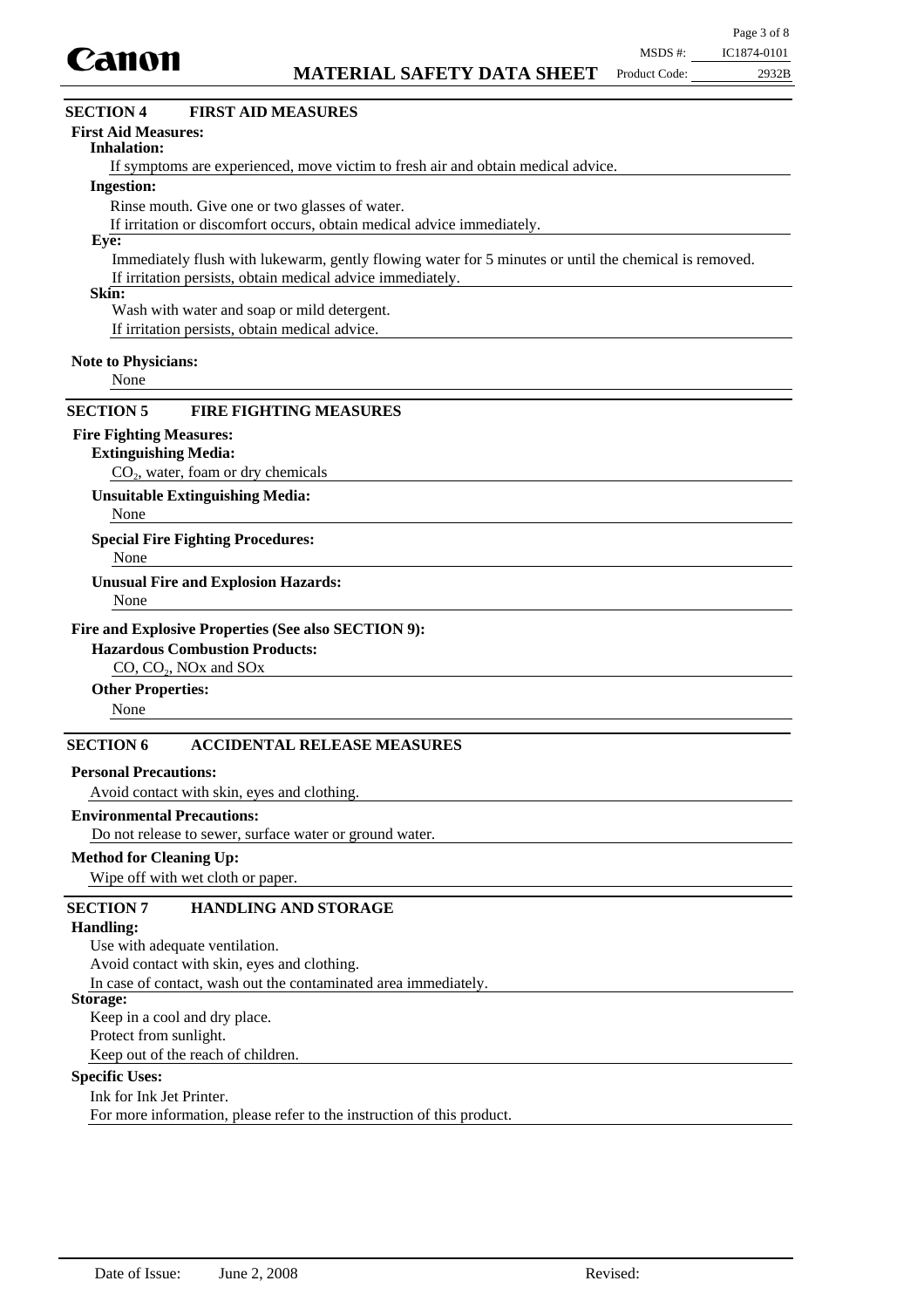## SECTION 4 FIRST AID MEASURES

**First Aid Measures:**

**Inhalation:**

If symptoms are experienced, move victim to fresh air and obtain medical advice.

**Ingestion:**

Rinse mouth. Give one or two glasses of water.
If irritation or discomfort occurs, obtain medical advice immediately.

**Eye:**

Immediately flush with lukewarm, gently flowing water for 5 minutes or until the chemical is removed.
If irritation persists, obtain medical advice immediately.

**Skin:**

Wash with water and soap or mild detergent.
If irritation persists, obtain medical advice.

**Note to Physicians:**

None

## SECTION 5 FIRE FIGHTING MEASURES

**Fire Fighting Measures:**

**Extinguishing Media:**

$CO_2$, water, foam or dry chemicals

**Unsuitable Extinguishing Media:**

None

**Special Fire Fighting Procedures:**

None

**Unusual Fire and Explosion Hazards:**

None

**Fire and Explosive Properties (See also SECTION 9):**

**Hazardous Combustion Products:**

CO, $CO_2$, NOx and SOx

**Other Properties:**

None

## SECTION 6 ACCIDENTAL RELEASE MEASURES

**Personal Precautions:**

Avoid contact with skin, eyes and clothing.

**Environmental Precautions:**

Do not release to sewer, surface water or ground water.

**Method for Cleaning Up:**

Wipe off with wet cloth or paper.

## SECTION 7 HANDLING AND STORAGE

**Handling:**

Use with adequate ventilation.
Avoid contact with skin, eyes and clothing.
In case of contact, wash out the contaminated area immediately.

**Storage:**

Keep in a cool and dry place.
Protect from sunlight.
Keep out of the reach of children.

**Specific Uses:**

Ink for Ink Jet Printer.
For more information, please refer to the instruction of this product.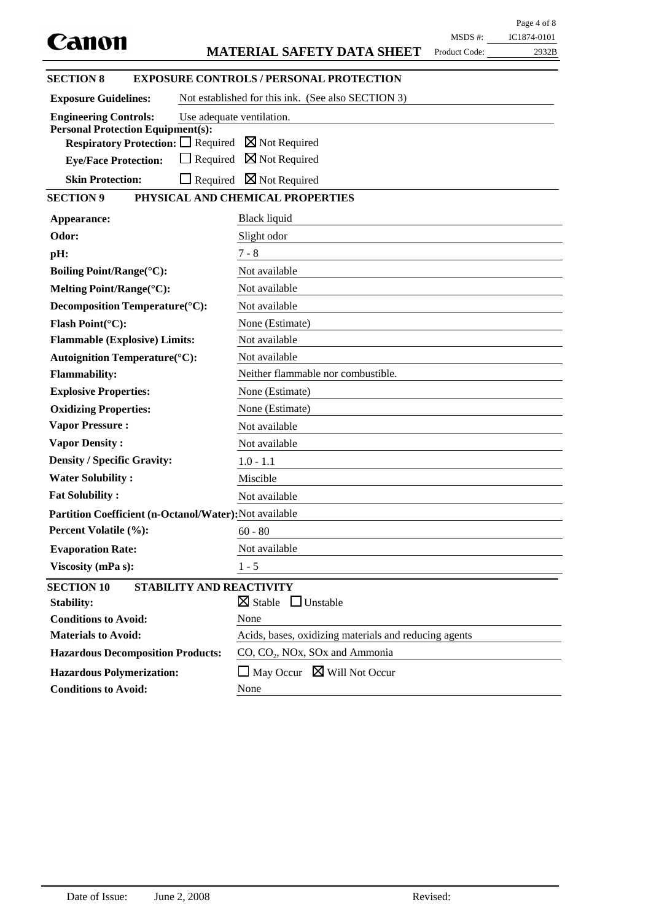## SECTION 8 EXPOSURE CONTROLS / PERSONAL PROTECTION

**Exposure Guidelines:** Not established for this ink. (See also SECTION 3)

**Engineering Controls:** Use adequate ventilation.

**Personal Protection Equipment(s):**

- **Respiratory Protection:** ☐ Required ☒ Not Required
- **Eye/Face Protection:** ☐ Required ☒ Not Required
- **Skin Protection:** ☐ Required ☒ Not Required

## SECTION 9 PHYSICAL AND CHEMICAL PROPERTIES

| | |
|---|---|
| **Appearance:** | Black liquid |
| **Odor:** | Slight odor |
| **pH:** | 7 - 8 |
| **Boiling Point/Range(°C):** | Not available |
| **Melting Point/Range(°C):** | Not available |
| **Decomposition Temperature(°C):** | Not available |
| **Flash Point(°C):** | None (Estimate) |
| **Flammable (Explosive) Limits:** | Not available |
| **Autoignition Temperature(°C):** | Not available |
| **Flammability:** | Neither flammable nor combustible. |
| **Explosive Properties:** | None (Estimate) |
| **Oxidizing Properties:** | None (Estimate) |
| **Vapor Pressure :** | Not available |
| **Vapor Density :** | Not available |
| **Density / Specific Gravity:** | 1.0 - 1.1 |
| **Water Solubility :** | Miscible |
| **Fat Solubility :** | Not available |
| **Partition Coefficient (n-Octanol/Water):** | Not available |
| **Percent Volatile (%):** | 60 - 80 |
| **Evaporation Rate:** | Not available |
| **Viscosity (mPa s):** | 1 - 5 |

## SECTION 10 STABILITY AND REACTIVITY

| | |
|---|---|
| **Stability:** | ☒ Stable ☐ Unstable |
| **Conditions to Avoid:** | None |
| **Materials to Avoid:** | Acids, bases, oxidizing materials and reducing agents |
| **Hazardous Decomposition Products:** | CO, $CO_2$, NOx, SOx and Ammonia |
| **Hazardous Polymerization:** | ☐ May Occur ☒ Will Not Occur |
| **Conditions to Avoid:** | None |

Date of Issue: June 2, 2008 Revised: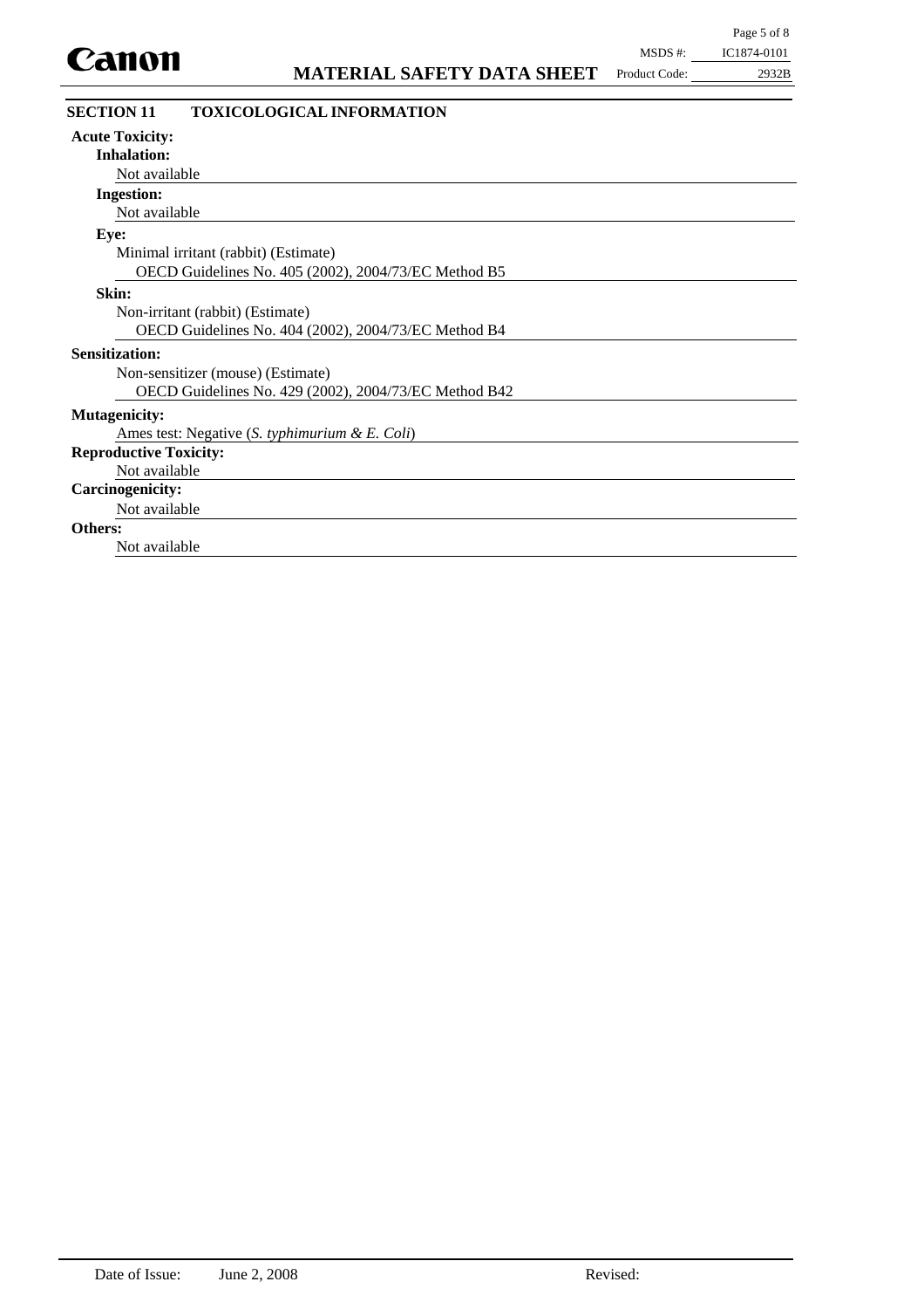## SECTION 11 TOXICOLOGICAL INFORMATION

**Acute Toxicity:**

**Inhalation:**

Not available

**Ingestion:**

Not available

**Eye:**

Minimal irritant (rabbit) (Estimate)

OECD Guidelines No. 405 (2002), 2004/73/EC Method B5

**Skin:**

Non-irritant (rabbit) (Estimate)

OECD Guidelines No. 404 (2002), 2004/73/EC Method B4

**Sensitization:**

Non-sensitizer (mouse) (Estimate)

OECD Guidelines No. 429 (2002), 2004/73/EC Method B42

**Mutagenicity:**

Ames test: Negative (*S. typhimurium & E. Coli*)

**Reproductive Toxicity:**

Not available

**Carcinogenicity:**

Not available

**Others:**

Not available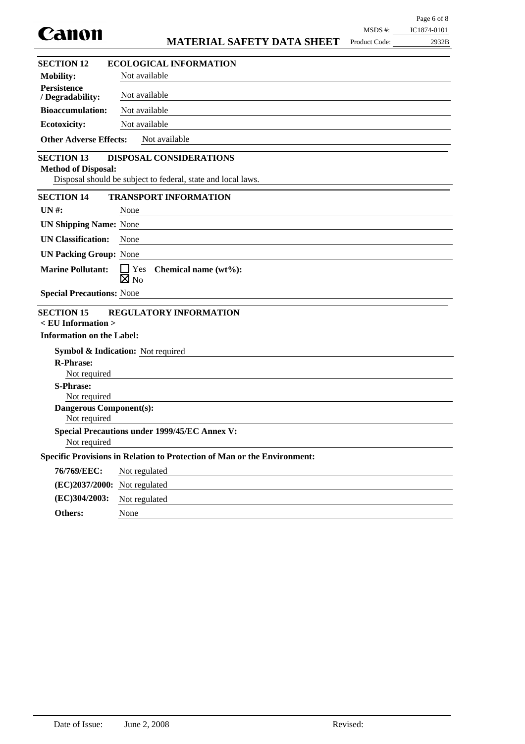## SECTION 12 ECOLOGICAL INFORMATION

**Mobility:** Not available

**Persistence / Degradability:** Not available

**Bioaccumulation:** Not available

**Ecotoxicity:** Not available

**Other Adverse Effects:** Not available

## SECTION 13 DISPOSAL CONSIDERATIONS

**Method of Disposal:**

Disposal should be subject to federal, state and local laws.

## SECTION 14 TRANSPORT INFORMATION

**UN #:** None

**UN Shipping Name:** None

**UN Classification:** None

**UN Packing Group:** None

**Marine Pollutant:** ☐ Yes ☒ No **Chemical name (wt%):**

**Special Precautions:** None

## SECTION 15 REGULATORY INFORMATION

**< EU Information >**

**Information on the Label:**

**Symbol & Indication:** Not required

**R-Phrase:**
Not required

**S-Phrase:**
Not required

**Dangerous Component(s):**
Not required

**Special Precautions under 1999/45/EC Annex V:**
Not required

**Specific Provisions in Relation to Protection of Man or the Environment:**

**76/769/EEC:** Not regulated

**(EC)2037/2000:** Not regulated

**(EC)304/2003:** Not regulated

**Others:** None

Date of Issue: June 2, 2008 Revised: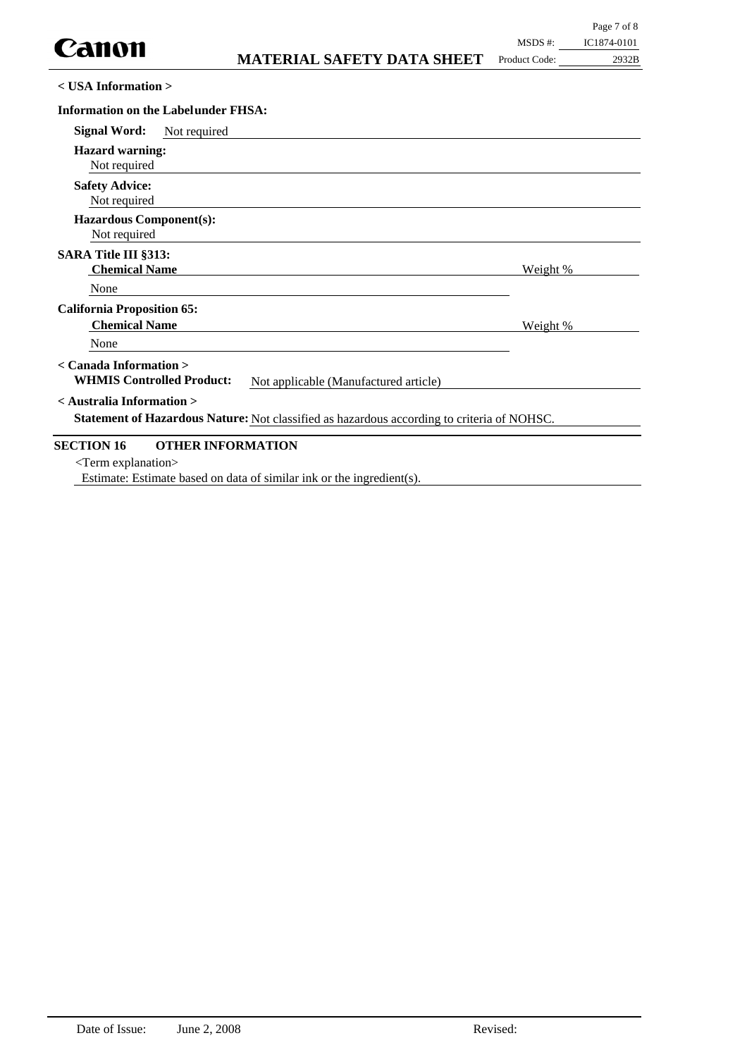**< USA Information >**

**Information on the Label under FHSA:**

**Signal Word:** Not required

**Hazard warning:**
Not required

**Safety Advice:**
Not required

**Hazardous Component(s):**
Not required

**SARA Title III §313:**

| Chemical Name | Weight % |
|---|---|
| None | |

**California Proposition 65:**

| Chemical Name | Weight % |
|---|---|
| None | |

**< Canada Information >**

**WHMIS Controlled Product:** Not applicable (Manufactured article)

**< Australia Information >**

**Statement of Hazardous Nature:** Not classified as hazardous according to criteria of NOHSC.

## SECTION 16 OTHER INFORMATION

<Term explanation>

Estimate: Estimate based on data of similar ink or the ingredient(s).

Date of Issue: June 2, 2008 Revised: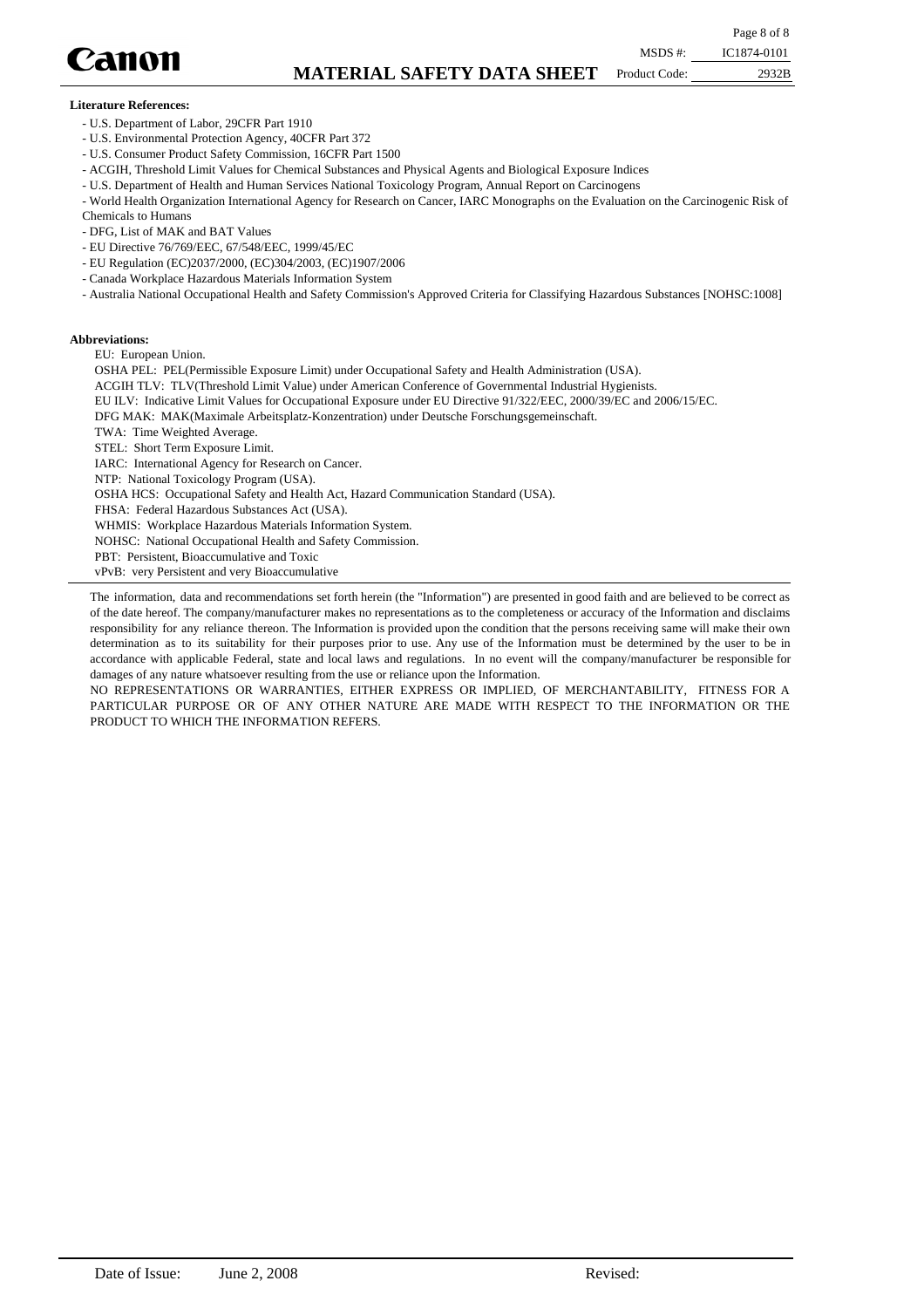**Literature References:**

- U.S. Department of Labor, 29CFR Part 1910
- U.S. Environmental Protection Agency, 40CFR Part 372
- U.S. Consumer Product Safety Commission, 16CFR Part 1500
- ACGIH, Threshold Limit Values for Chemical Substances and Physical Agents and Biological Exposure Indices
- U.S. Department of Health and Human Services National Toxicology Program, Annual Report on Carcinogens
- World Health Organization International Agency for Research on Cancer, IARC Monographs on the Evaluation on the Carcinogenic Risk of Chemicals to Humans
- DFG, List of MAK and BAT Values
- EU Directive 76/769/EEC, 67/548/EEC, 1999/45/EC
- EU Regulation (EC)2037/2000, (EC)304/2003, (EC)1907/2006
- Canada Workplace Hazardous Materials Information System
- Australia National Occupational Health and Safety Commission's Approved Criteria for Classifying Hazardous Substances [NOHSC:1008]

**Abbreviations:**

EU: European Union.
OSHA PEL: PEL(Permissible Exposure Limit) under Occupational Safety and Health Administration (USA).
ACGIH TLV: TLV(Threshold Limit Value) under American Conference of Governmental Industrial Hygienists.
EU ILV: Indicative Limit Values for Occupational Exposure under EU Directive 91/322/EEC, 2000/39/EC and 2006/15/EC.
DFG MAK: MAK(Maximale Arbeitsplatz-Konzentration) under Deutsche Forschungsgemeinschaft.
TWA: Time Weighted Average.
STEL: Short Term Exposure Limit.
IARC: International Agency for Research on Cancer.
NTP: National Toxicology Program (USA).
OSHA HCS: Occupational Safety and Health Act, Hazard Communication Standard (USA).
FHSA: Federal Hazardous Substances Act (USA).
WHMIS: Workplace Hazardous Materials Information System.
NOHSC: National Occupational Health and Safety Commission.
PBT: Persistent, Bioaccumulative and Toxic
vPvB: very Persistent and very Bioaccumulative

The information, data and recommendations set forth herein (the "Information") are presented in good faith and are believed to be correct as of the date hereof. The company/manufacturer makes no representations as to the completeness or accuracy of the Information and disclaims responsibility for any reliance thereon. The Information is provided upon the condition that the persons receiving same will make their own determination as to its suitability for their purposes prior to use. Any use of the Information must be determined by the user to be in accordance with applicable Federal, state and local laws and regulations. In no event will the company/manufacturer be responsible for damages of any nature whatsoever resulting from the use or reliance upon the Information.

NO REPRESENTATIONS OR WARRANTIES, EITHER EXPRESS OR IMPLIED, OF MERCHANTABILITY, FITNESS FOR A PARTICULAR PURPOSE OR OF ANY OTHER NATURE ARE MADE WITH RESPECT TO THE INFORMATION OR THE PRODUCT TO WHICH THE INFORMATION REFERS.